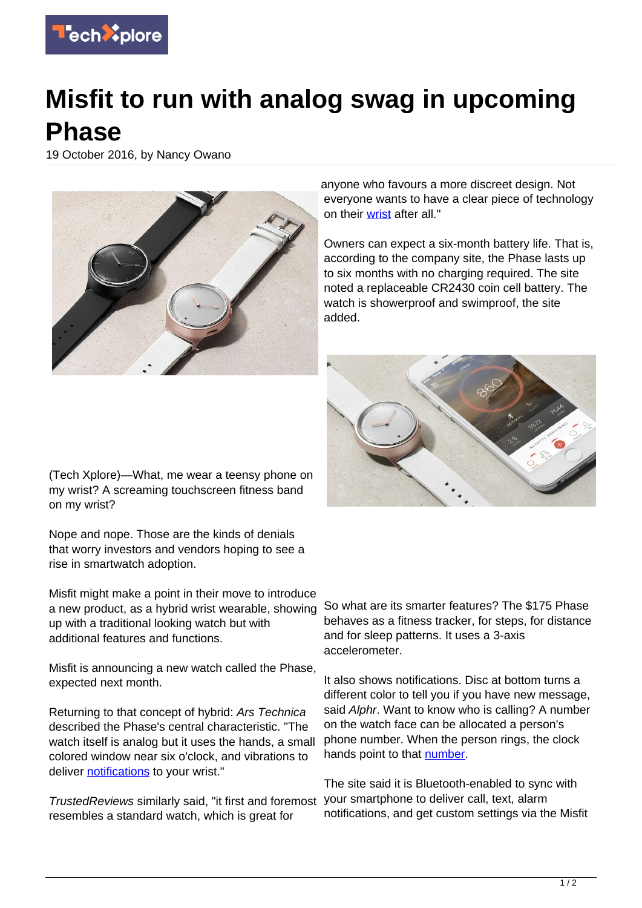# Misfit to run with analog swag in upcoming Phase

19 October 2016, by Nancy Owano

(Tech Xplore)—What, me wear a teensy phone on my wrist? A screaming touchscreen fitness band on my wrist?

Nope and nope. Those are the kinds of denials that worry investors and vendors hoping to see a rise in smartwatch adoption.

Misfit might make a point in their move to introduce a new product, as a hybrid wrist wearable, showing up with a traditional looking watch but with additional features and functions.

Misfit is announcing a new watch called the Phase, expected next month.

Returning to that concept of hybrid: *Ars Technica* described the Phase's central characteristic. "The watch itself is analog but it uses the hands, a small colored window near six o'clock, and vibrations to deliver notifications to your wrist."

*TrustedReviews* similarly said, "it first and foremost resembles a standard watch, which is great for anyone who favours a more discreet design. Not everyone wants to have a clear piece of technology on their wrist after all."

Owners can expect a six-month battery life. That is, according to the company site, the Phase lasts up to six months with no charging required. The site noted a replaceable CR2430 coin cell battery. The watch is showerproof and swimproof, the site added.

So what are its smarter features? The $175 Phase behaves as a fitness tracker, for steps, for distance and for sleep patterns. It uses a 3-axis accelerometer.

It also shows notifications. Disc at bottom turns a different color to tell you if you have new message, said *Alphr*. Want to know who is calling? A number on the watch face can be allocated a person's phone number. When the person rings, the clock hands point to that number.

The site said it is Bluetooth-enabled to sync with your smartphone to deliver call, text, alarm notifications, and get custom settings via the Misfit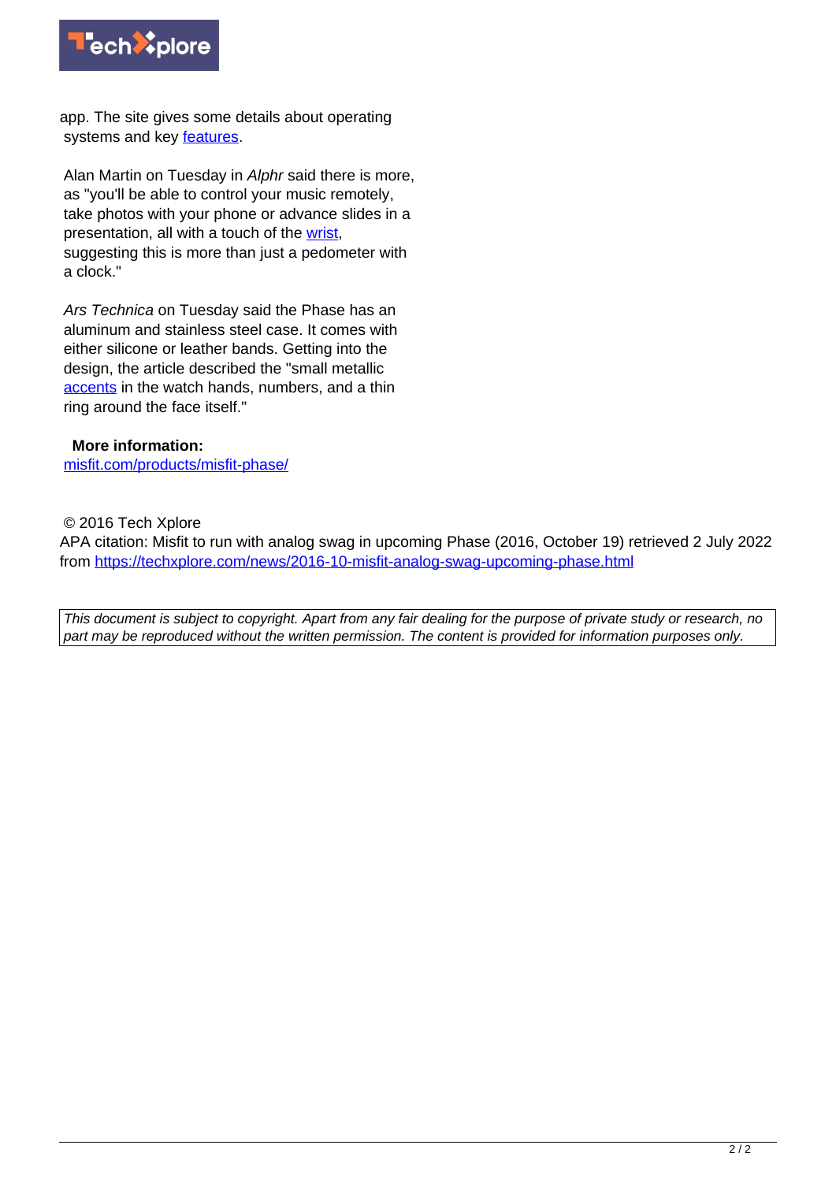app. The site gives some details about operating systems and key features.

Alan Martin on Tuesday in *Alphr* said there is more, as "you'll be able to control your music remotely, take photos with your phone or advance slides in a presentation, all with a touch of the wrist, suggesting this is more than just a pedometer with a clock."

*Ars Technica* on Tuesday said the Phase has an aluminum and stainless steel case. It comes with either silicone or leather bands. Getting into the design, the article described the "small metallic accents in the watch hands, numbers, and a thin ring around the face itself."

**More information:** misfit.com/products/misfit-phase/

© 2016 Tech Xplore

APA citation: Misfit to run with analog swag in upcoming Phase (2016, October 19) retrieved 2 July 2022 from https://techxplore.com/news/2016-10-misfit-analog-swag-upcoming-phase.html

*This document is subject to copyright. Apart from any fair dealing for the purpose of private study or research, no part may be reproduced without the written permission. The content is provided for information purposes only.*